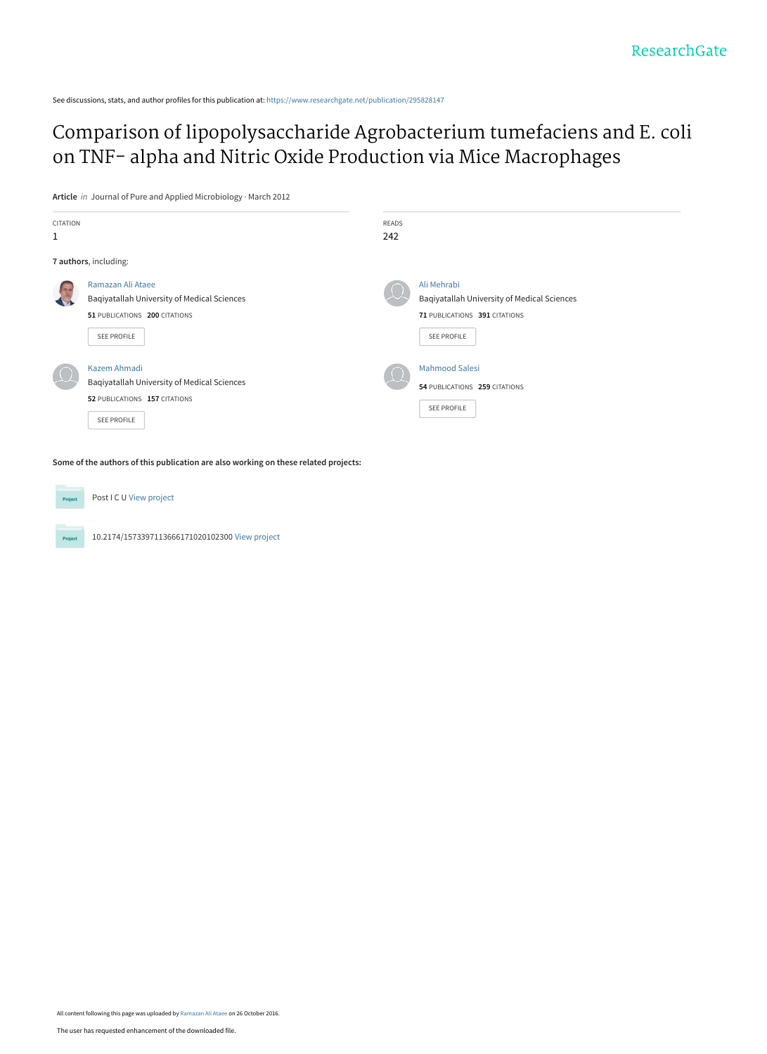ResearchGate

See discussions, stats, and author profiles for this publication at: https://www.researchgate.net/publication/295828147

# Comparison of lipopolysaccharide Agrobacterium tumefaciens and E. coli on TNF- alpha and Nitric Oxide Production via Mice Macrophages

**Article** *in* Journal of Pure and Applied Microbiology · March 2012

CITATION
1

READS
242

**7 authors**, including:

Ramazan Ali Ataee
Baqiyatallah University of Medical Sciences
**51** PUBLICATIONS **200** CITATIONS
SEE PROFILE

Ali Mehrabi
Baqiyatallah University of Medical Sciences
**71** PUBLICATIONS **391** CITATIONS
SEE PROFILE

Kazem Ahmadi
Baqiyatallah University of Medical Sciences
**52** PUBLICATIONS **157** CITATIONS
SEE PROFILE

Mahmood Salesi
**54** PUBLICATIONS **259** CITATIONS
SEE PROFILE

**Some of the authors of this publication are also working on these related projects:**

Post I C U View project

10.2174/1573397113666171020102300 View project

All content following this page was uploaded by Ramazan Ali Ataee on 26 October 2016.

The user has requested enhancement of the downloaded file.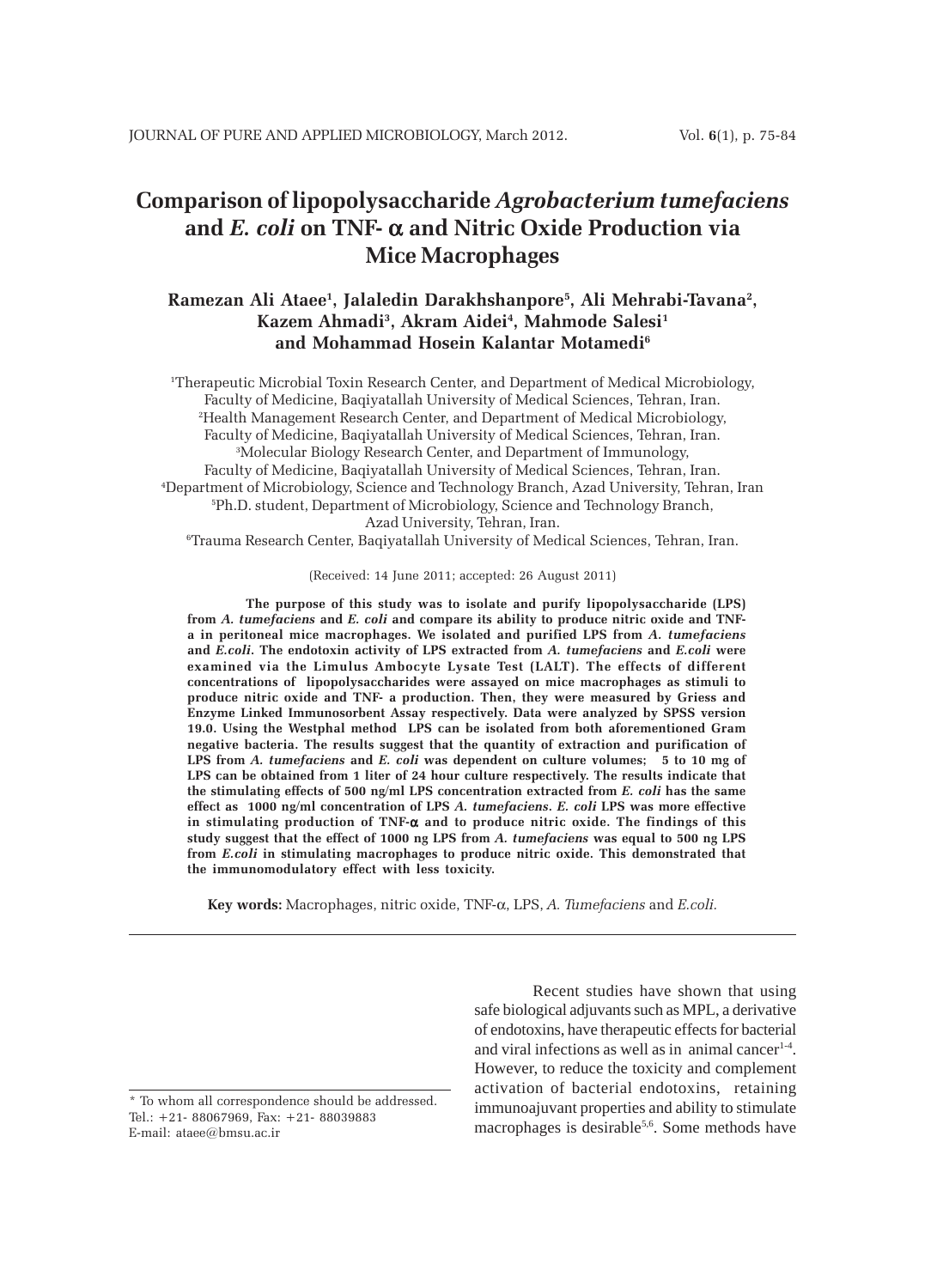# Comparison of lipopolysaccharide *Agrobacterium tumefaciens* and *E. coli* on TNF- α and Nitric Oxide Production via Mice Macrophages

**Ramezan Ali Ataee[1], Jalaledin Darakhshanpore[5], Ali Mehrabi-Tavana[2], Kazem Ahmadi[3], Akram Aidei[4], Mahmode Salesi[1] and Mohammad Hosein Kalantar Motamedi[6]**

[1]Therapeutic Microbial Toxin Research Center, and Department of Medical Microbiology, Faculty of Medicine, Baqiyatallah University of Medical Sciences, Tehran, Iran.
[2]Health Management Research Center, and Department of Medical Microbiology, Faculty of Medicine, Baqiyatallah University of Medical Sciences, Tehran, Iran.
[3]Molecular Biology Research Center, and Department of Immunology, Faculty of Medicine, Baqiyatallah University of Medical Sciences, Tehran, Iran.
[4]Department of Microbiology, Science and Technology Branch, Azad University, Tehran, Iran
[5]Ph.D. student, Department of Microbiology, Science and Technology Branch, Azad University, Tehran, Iran.
[6]Trauma Research Center, Baqiyatallah University of Medical Sciences, Tehran, Iran.

(Received: 14 June 2011; accepted: 26 August 2011)

**The purpose of this study was to isolate and purify lipopolysaccharide (LPS) from *A. tumefaciens* and *E. coli* and compare its ability to produce nitric oxide and TNF-a in peritoneal mice macrophages. We isolated and purified LPS from *A. tumefaciens* and *E.coli*. The endotoxin activity of LPS extracted from *A. tumefaciens* and *E.coli* were examined via the Limulus Ambocyte Lysate Test (LALT). The effects of different concentrations of lipopolysaccharides were assayed on mice macrophages as stimuli to produce nitric oxide and TNF- a production. Then, they were measured by Griess and Enzyme Linked Immunosorbent Assay respectively. Data were analyzed by SPSS version 19.0. Using the Westphal method LPS can be isolated from both aforementioned Gram negative bacteria. The results suggest that the quantity of extraction and purification of LPS from *A. tumefaciens* and *E. coli* was dependent on culture volumes; 5 to 10 mg of LPS can be obtained from 1 liter of 24 hour culture respectively. The results indicate that the stimulating effects of 500 ng/ml LPS concentration extracted from *E. coli* has the same effect as 1000 ng/ml concentration of LPS *A. tumefaciens*. *E. coli* LPS was more effective in stimulating production of TNF-α and to produce nitric oxide. The findings of this study suggest that the effect of 1000 ng LPS from *A. tumefaciens* was equal to 500 ng LPS from *E.coli* in stimulating macrophages to produce nitric oxide. This demonstrated that the immunomodulatory effect with less toxicity.**

**Key words:** Macrophages, nitric oxide, TNF-α, LPS, *A. Tumefaciens* and *E.coli.*

Recent studies have shown that using safe biological adjuvants such as MPL, a derivative of endotoxins, have therapeutic effects for bacterial and viral infections as well as in animal cancer[1-4]. However, to reduce the toxicity and complement activation of bacterial endotoxins, retaining immunoajuvant properties and ability to stimulate macrophages is desirable[5,6]. Some methods have

\* To whom all correspondence should be addressed.
Tel.: +21- 88067969, Fax: +21- 88039883
E-mail: ataee@bmsu.ac.ir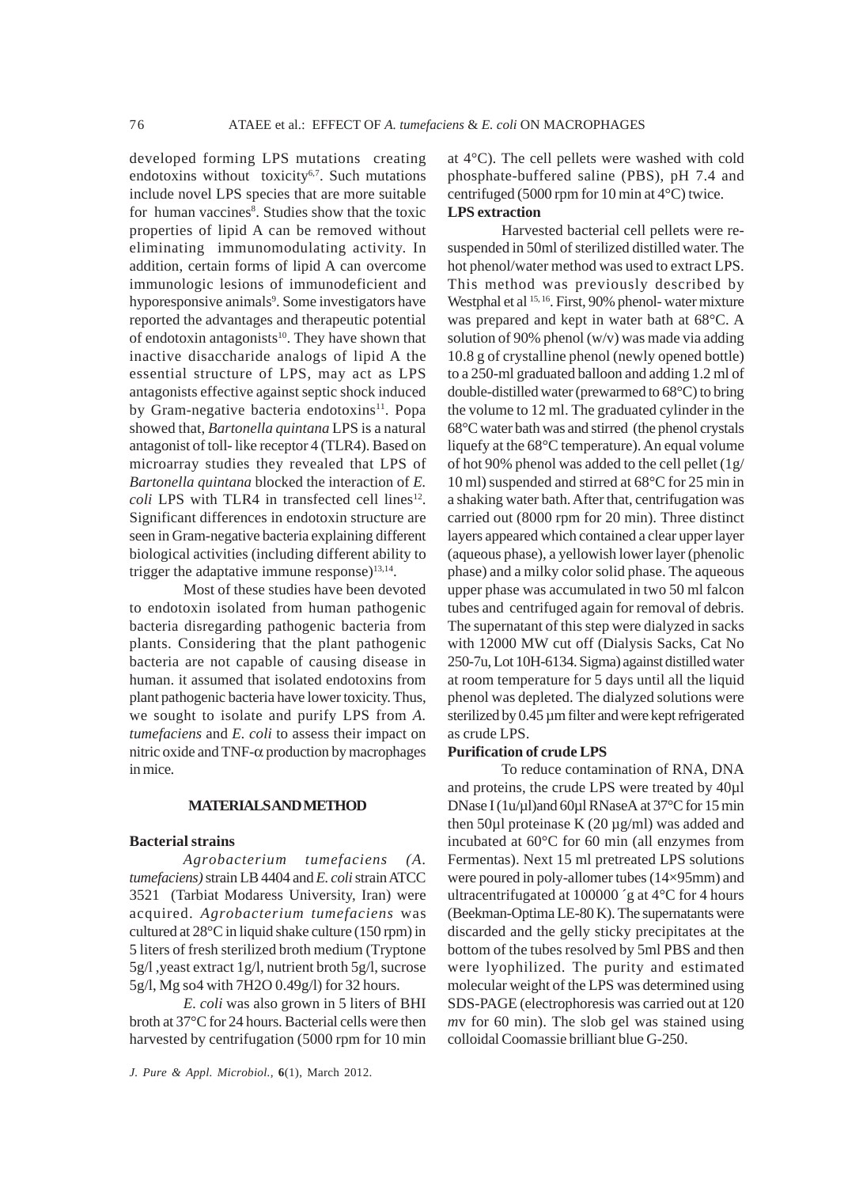developed forming LPS mutations creating endotoxins without toxicity[6,7]. Such mutations include novel LPS species that are more suitable for human vaccines[8]. Studies show that the toxic properties of lipid A can be removed without eliminating immunomodulating activity. In addition, certain forms of lipid A can overcome immunologic lesions of immunodeficient and hyporesponsive animals[9]. Some investigators have reported the advantages and therapeutic potential of endotoxin antagonists[10]. They have shown that inactive disaccharide analogs of lipid A the essential structure of LPS, may act as LPS antagonists effective against septic shock induced by Gram-negative bacteria endotoxins[11]. Popa showed that, *Bartonella quintana* LPS is a natural antagonist of toll- like receptor 4 (TLR4). Based on microarray studies they revealed that LPS of *Bartonella quintana* blocked the interaction of *E. coli* LPS with TLR4 in transfected cell lines[12]. Significant differences in endotoxin structure are seen in Gram-negative bacteria explaining different biological activities (including different ability to trigger the adaptative immune response)[13,14].

Most of these studies have been devoted to endotoxin isolated from human pathogenic bacteria disregarding pathogenic bacteria from plants. Considering that the plant pathogenic bacteria are not capable of causing disease in human. it assumed that isolated endotoxins from plant pathogenic bacteria have lower toxicity. Thus, we sought to isolate and purify LPS from *A. tumefaciens* and *E. coli* to assess their impact on nitric oxide and TNF-$\alpha$ production by macrophages in mice.

## MATERIALS AND METHOD

### Bacterial strains

*Agrobacterium tumefaciens (A. tumefaciens)* strain LB 4404 and *E. coli* strain ATCC 3521 (Tarbiat Modaress University, Iran) were acquired. *Agrobacterium tumefaciens* was cultured at 28°C in liquid shake culture (150 rpm) in 5 liters of fresh sterilized broth medium (Tryptone 5g/l ,yeast extract 1g/l, nutrient broth 5g/l, sucrose 5g/l, Mg so4 with 7H2O 0.49g/l) for 32 hours.

*E. coli* was also grown in 5 liters of BHI broth at 37°C for 24 hours. Bacterial cells were then harvested by centrifugation (5000 rpm for 10 min at 4°C). The cell pellets were washed with cold phosphate-buffered saline (PBS), pH 7.4 and centrifuged (5000 rpm for 10 min at 4°C) twice.

### LPS extraction

Harvested bacterial cell pellets were re-suspended in 50ml of sterilized distilled water. The hot phenol/water method was used to extract LPS. This method was previously described by Westphal et al [15, 16]. First, 90% phenol- water mixture was prepared and kept in water bath at 68°C. A solution of 90% phenol (w/v) was made via adding 10.8 g of crystalline phenol (newly opened bottle) to a 250-ml graduated balloon and adding 1.2 ml of double-distilled water (prewarmed to 68°C) to bring the volume to 12 ml. The graduated cylinder in the 68°C water bath was and stirred (the phenol crystals liquefy at the 68°C temperature). An equal volume of hot 90% phenol was added to the cell pellet (1g/10 ml) suspended and stirred at 68°C for 25 min in a shaking water bath. After that, centrifugation was carried out (8000 rpm for 20 min). Three distinct layers appeared which contained a clear upper layer (aqueous phase), a yellowish lower layer (phenolic phase) and a milky color solid phase. The aqueous upper phase was accumulated in two 50 ml falcon tubes and centrifuged again for removal of debris. The supernatant of this step were dialyzed in sacks with 12000 MW cut off (Dialysis Sacks, Cat No 250-7u, Lot 10H-6134. Sigma) against distilled water at room temperature for 5 days until all the liquid phenol was depleted. The dialyzed solutions were sterilized by 0.45 µm filter and were kept refrigerated as crude LPS.

### Purification of crude LPS

To reduce contamination of RNA, DNA and proteins, the crude LPS were treated by 40µl DNase I (1u/µl)and 60µl RNaseA at 37°C for 15 min then 50µl proteinase K (20 µg/ml) was added and incubated at 60°C for 60 min (all enzymes from Fermentas). Next 15 ml pretreated LPS solutions were poured in poly-allomer tubes (14×95mm) and ultracentrifugated at 100000 ´g at 4°C for 4 hours (Beekman-Optima LE-80 K). The supernatants were discarded and the gelly sticky precipitates at the bottom of the tubes resolved by 5ml PBS and then were lyophilized. The purity and estimated molecular weight of the LPS was determined using SDS-PAGE (electrophoresis was carried out at 120 *m*v for 60 min). The slob gel was stained using colloidal Coomassie brilliant blue G-250.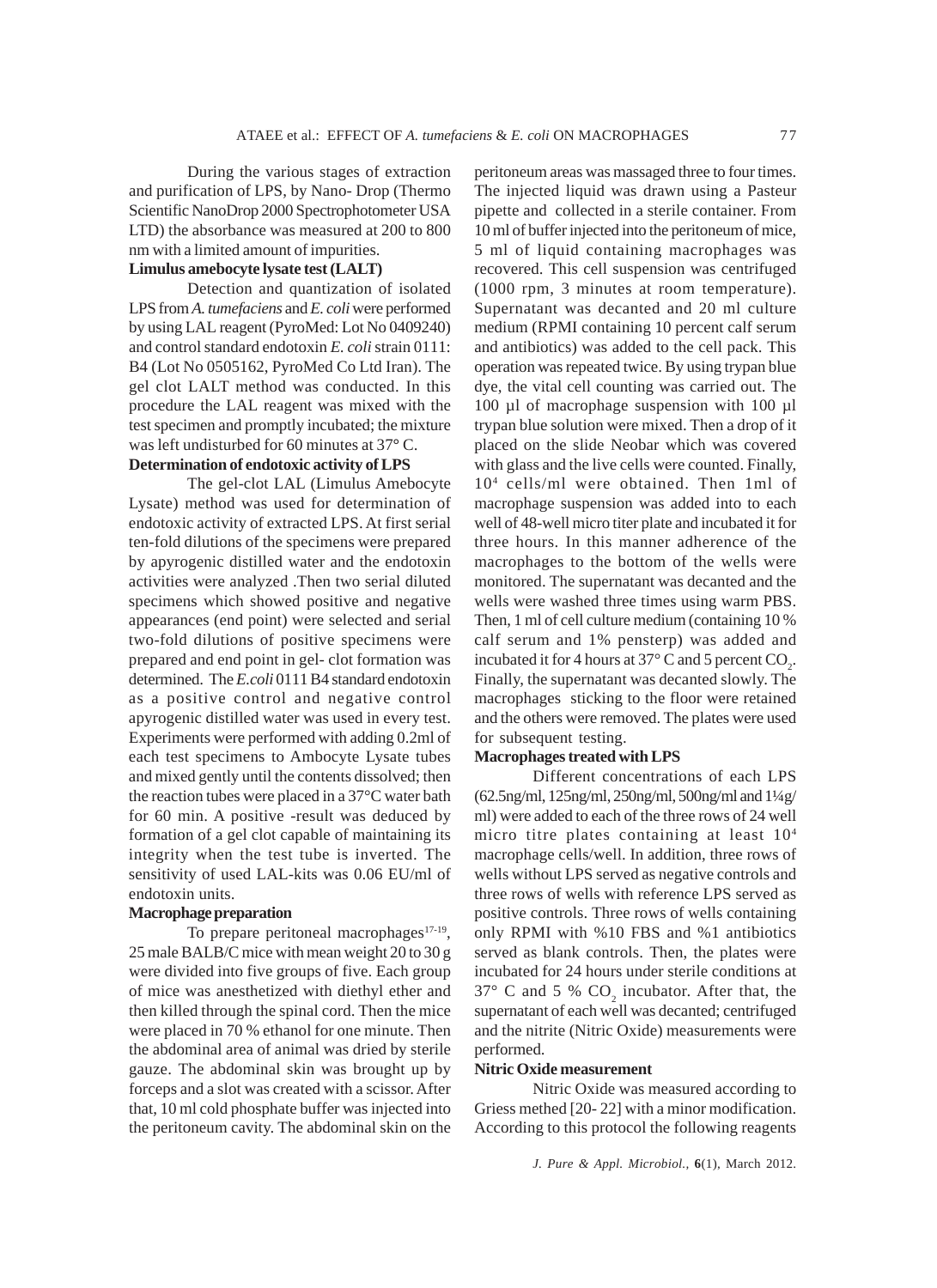During the various stages of extraction and purification of LPS, by Nano- Drop (Thermo Scientific NanoDrop 2000 Spectrophotometer USA LTD) the absorbance was measured at 200 to 800 nm with a limited amount of impurities.

**Limulus amebocyte lysate test (LALT)**

Detection and quantization of isolated LPS from *A. tumefaciens* and *E. coli* were performed by using LAL reagent (PyroMed: Lot No 0409240) and control standard endotoxin *E. coli* strain 0111: B4 (Lot No 0505162, PyroMed Co Ltd Iran). The gel clot LALT method was conducted. In this procedure the LAL reagent was mixed with the test specimen and promptly incubated; the mixture was left undisturbed for 60 minutes at 37° C.

**Determination of endotoxic activity of LPS**

The gel-clot LAL (Limulus Amebocyte Lysate) method was used for determination of endotoxic activity of extracted LPS. At first serial ten-fold dilutions of the specimens were prepared by apyrogenic distilled water and the endotoxin activities were analyzed .Then two serial diluted specimens which showed positive and negative appearances (end point) were selected and serial two-fold dilutions of positive specimens were prepared and end point in gel- clot formation was determined. The *E.coli* 0111 B4 standard endotoxin as a positive control and negative control apyrogenic distilled water was used in every test. Experiments were performed with adding 0.2ml of each test specimens to Ambocyte Lysate tubes and mixed gently until the contents dissolved; then the reaction tubes were placed in a 37°C water bath for 60 min. A positive -result was deduced by formation of a gel clot capable of maintaining its integrity when the test tube is inverted. The sensitivity of used LAL-kits was 0.06 EU/ml of endotoxin units.

**Macrophage preparation**

To prepare peritoneal macrophages[17-19], 25 male BALB/C mice with mean weight 20 to 30 g were divided into five groups of five. Each group of mice was anesthetized with diethyl ether and then killed through the spinal cord. Then the mice were placed in 70 % ethanol for one minute. Then the abdominal area of animal was dried by sterile gauze. The abdominal skin was brought up by forceps and a slot was created with a scissor. After that, 10 ml cold phosphate buffer was injected into the peritoneum cavity. The abdominal skin on the peritoneum areas was massaged three to four times. The injected liquid was drawn using a Pasteur pipette and collected in a sterile container. From 10 ml of buffer injected into the peritoneum of mice, 5 ml of liquid containing macrophages was recovered. This cell suspension was centrifuged (1000 rpm, 3 minutes at room temperature). Supernatant was decanted and 20 ml culture medium (RPMI containing 10 percent calf serum and antibiotics) was added to the cell pack. This operation was repeated twice. By using trypan blue dye, the vital cell counting was carried out. The 100 µl of macrophage suspension with 100 µl trypan blue solution were mixed. Then a drop of it placed on the slide Neobar which was covered with glass and the live cells were counted. Finally, $10^4$ cells/ml were obtained. Then 1ml of macrophage suspension was added into to each well of 48-well micro titer plate and incubated it for three hours. In this manner adherence of the macrophages to the bottom of the wells were monitored. The supernatant was decanted and the wells were washed three times using warm PBS. Then, 1 ml of cell culture medium (containing 10 % calf serum and 1% pensterp) was added and incubated it for 4 hours at 37° C and 5 percent $CO_2$. Finally, the supernatant was decanted slowly. The macrophages sticking to the floor were retained and the others were removed. The plates were used for subsequent testing.

**Macrophages treated with LPS**

Different concentrations of each LPS (62.5ng/ml, 125ng/ml, 250ng/ml, 500ng/ml and 1¼g/ml) were added to each of the three rows of 24 well micro titre plates containing at least $10^4$ macrophage cells/well. In addition, three rows of wells without LPS served as negative controls and three rows of wells with reference LPS served as positive controls. Three rows of wells containing only RPMI with %10 FBS and %1 antibiotics served as blank controls. Then, the plates were incubated for 24 hours under sterile conditions at 37° C and 5 % $CO_2$ incubator. After that, the supernatant of each well was decanted; centrifuged and the nitrite (Nitric Oxide) measurements were performed.

**Nitric Oxide measurement**

Nitric Oxide was measured according to Griess methed [20- 22] with a minor modification. According to this protocol the following reagents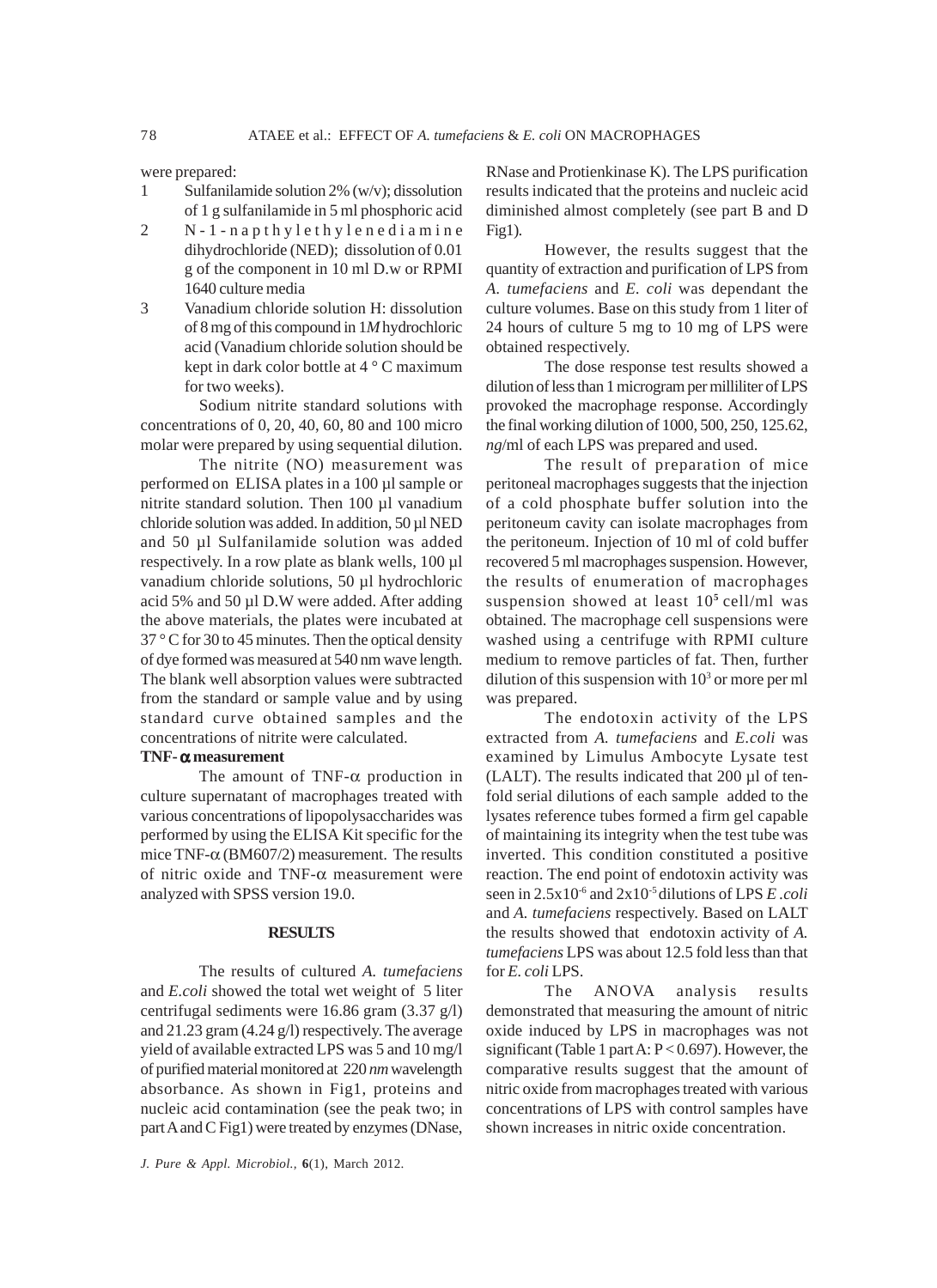were prepared:

1. Sulfanilamide solution 2% (w/v); dissolution of 1 g sulfanilamide in 5 ml phosphoric acid
2. N-1-napthylethylenediamine dihydrochloride (NED); dissolution of 0.01 g of the component in 10 ml D.w or RPMI 1640 culture media
3. Vanadium chloride solution H: dissolution of 8 mg of this compound in 1*M* hydrochloric acid (Vanadium chloride solution should be kept in dark color bottle at 4 ° C maximum for two weeks).

Sodium nitrite standard solutions with concentrations of 0, 20, 40, 60, 80 and 100 micro molar were prepared by using sequential dilution.

The nitrite (NO) measurement was performed on ELISA plates in a 100 µl sample or nitrite standard solution. Then 100 µl vanadium chloride solution was added. In addition, 50 µl NED and 50 µl Sulfanilamide solution was added respectively. In a row plate as blank wells, 100 µl vanadium chloride solutions, 50 µl hydrochloric acid 5% and 50 µl D.W were added. After adding the above materials, the plates were incubated at 37 ° C for 30 to 45 minutes. Then the optical density of dye formed was measured at 540 nm wave length. The blank well absorption values were subtracted from the standard or sample value and by using standard curve obtained samples and the concentrations of nitrite were calculated.

**TNF-α measurement**

The amount of TNF-α production in culture supernatant of macrophages treated with various concentrations of lipopolysaccharides was performed by using the ELISA Kit specific for the mice TNF-α (BM607/2) measurement. The results of nitric oxide and TNF-α measurement were analyzed with SPSS version 19.0.

## RESULTS

The results of cultured *A. tumefaciens* and *E.coli* showed the total wet weight of 5 liter centrifugal sediments were 16.86 gram (3.37 g/l) and 21.23 gram (4.24 g/l) respectively. The average yield of available extracted LPS was 5 and 10 mg/l of purified material monitored at 220 *nm* wavelength absorbance. As shown in Fig1, proteins and nucleic acid contamination (see the peak two; in part A and C Fig1) were treated by enzymes (DNase, RNase and Protienkinase K). The LPS purification results indicated that the proteins and nucleic acid diminished almost completely (see part B and D Fig1).

However, the results suggest that the quantity of extraction and purification of LPS from *A. tumefaciens* and *E. coli* was dependant the culture volumes. Base on this study from 1 liter of 24 hours of culture 5 mg to 10 mg of LPS were obtained respectively.

The dose response test results showed a dilution of less than 1 microgram per milliliter of LPS provoked the macrophage response. Accordingly the final working dilution of 1000, 500, 250, 125.62, *ng*/ml of each LPS was prepared and used.

The result of preparation of mice peritoneal macrophages suggests that the injection of a cold phosphate buffer solution into the peritoneum cavity can isolate macrophages from the peritoneum. Injection of 10 ml of cold buffer recovered 5 ml macrophages suspension. However, the results of enumeration of macrophages suspension showed at least $10^5$ cell/ml was obtained. The macrophage cell suspensions were washed using a centrifuge with RPMI culture medium to remove particles of fat. Then, further dilution of this suspension with $10^3$ or more per ml was prepared.

The endotoxin activity of the LPS extracted from *A. tumefaciens* and *E.coli* was examined by Limulus Ambocyte Lysate test (LALT). The results indicated that 200 µl of ten-fold serial dilutions of each sample added to the lysates reference tubes formed a firm gel capable of maintaining its integrity when the test tube was inverted. This condition constituted a positive reaction. The end point of endotoxin activity was seen in $2.5\times10^{-6}$ and $2\times10^{-5}$ dilutions of LPS *E .coli* and *A. tumefaciens* respectively. Based on LALT the results showed that endotoxin activity of *A. tumefaciens* LPS was about 12.5 fold less than that for *E. coli* LPS.

The ANOVA analysis results demonstrated that measuring the amount of nitric oxide induced by LPS in macrophages was not significant (Table 1 part A: $P < 0.697$). However, the comparative results suggest that the amount of nitric oxide from macrophages treated with various concentrations of LPS with control samples have shown increases in nitric oxide concentration.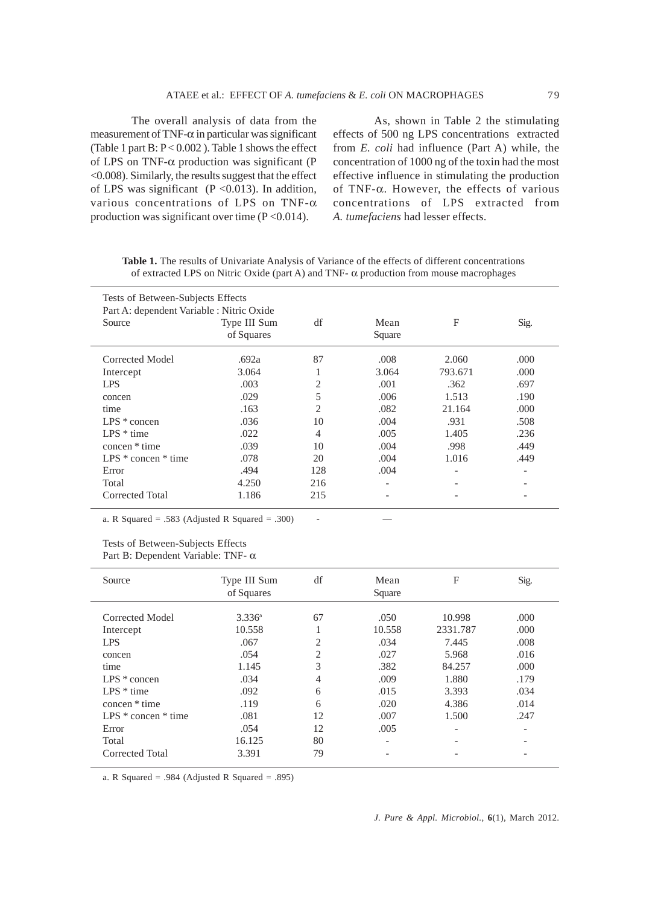The overall analysis of data from the measurement of TNF-α in particular was significant (Table 1 part B: $P < 0.002$ ). Table 1 shows the effect of LPS on TNF-α production was significant ($P < 0.008$). Similarly, the results suggest that the effect of LPS was significant ($P < 0.013$). In addition, various concentrations of LPS on TNF-α production was significant over time ($P < 0.014$).

As, shown in Table 2 the stimulating effects of 500 ng LPS concentrations extracted from *E. coli* had influence (Part A) while, the concentration of 1000 ng of the toxin had the most effective influence in stimulating the production of TNF-α. However, the effects of various concentrations of LPS extracted from *A. tumefaciens* had lesser effects.

**Table 1.** The results of Univariate Analysis of Variance of the effects of different concentrations of extracted LPS on Nitric Oxide (part A) and TNF- α production from mouse macrophages

Tests of Between-Subjects Effects
Part A: dependent Variable : Nitric Oxide

| Source | Type III Sum of Squares | df | Mean Square | F | Sig. |
|---|---|---|---|---|---|
| Corrected Model | .692a | 87 | .008 | 2.060 | .000 |
| Intercept | 3.064 | 1 | 3.064 | 793.671 | .000 |
| LPS | .003 | 2 | .001 | .362 | .697 |
| concen | .029 | 5 | .006 | 1.513 | .190 |
| time | .163 | 2 | .082 | 21.164 | .000 |
| LPS * concen | .036 | 10 | .004 | .931 | .508 |
| LPS * time | .022 | 4 | .005 | 1.405 | .236 |
| concen * time | .039 | 10 | .004 | .998 | .449 |
| LPS * concen * time | .078 | 20 | .004 | 1.016 | .449 |
| Error | .494 | 128 | .004 | - | - |
| Total | 4.250 | 216 | - | - | - |
| Corrected Total | 1.186 | 215 | - | - | - |

a. R Squared = .583 (Adjusted R Squared = .300)

Tests of Between-Subjects Effects
Part B: Dependent Variable: TNF- α

| Source | Type III Sum of Squares | df | Mean Square | F | Sig. |
|---|---|---|---|---|---|
| Corrected Model | 3.336[a] | 67 | .050 | 10.998 | .000 |
| Intercept | 10.558 | 1 | 10.558 | 2331.787 | .000 |
| LPS | .067 | 2 | .034 | 7.445 | .008 |
| concen | .054 | 2 | .027 | 5.968 | .016 |
| time | 1.145 | 3 | .382 | 84.257 | .000 |
| LPS * concen | .034 | 4 | .009 | 1.880 | .179 |
| LPS * time | .092 | 6 | .015 | 3.393 | .034 |
| concen * time | .119 | 6 | .020 | 4.386 | .014 |
| LPS * concen * time | .081 | 12 | .007 | 1.500 | .247 |
| Error | .054 | 12 | .005 | - | - |
| Total | 16.125 | 80 | - | - | - |
| Corrected Total | 3.391 | 79 | - | - | - |

a. R Squared = .984 (Adjusted R Squared = .895)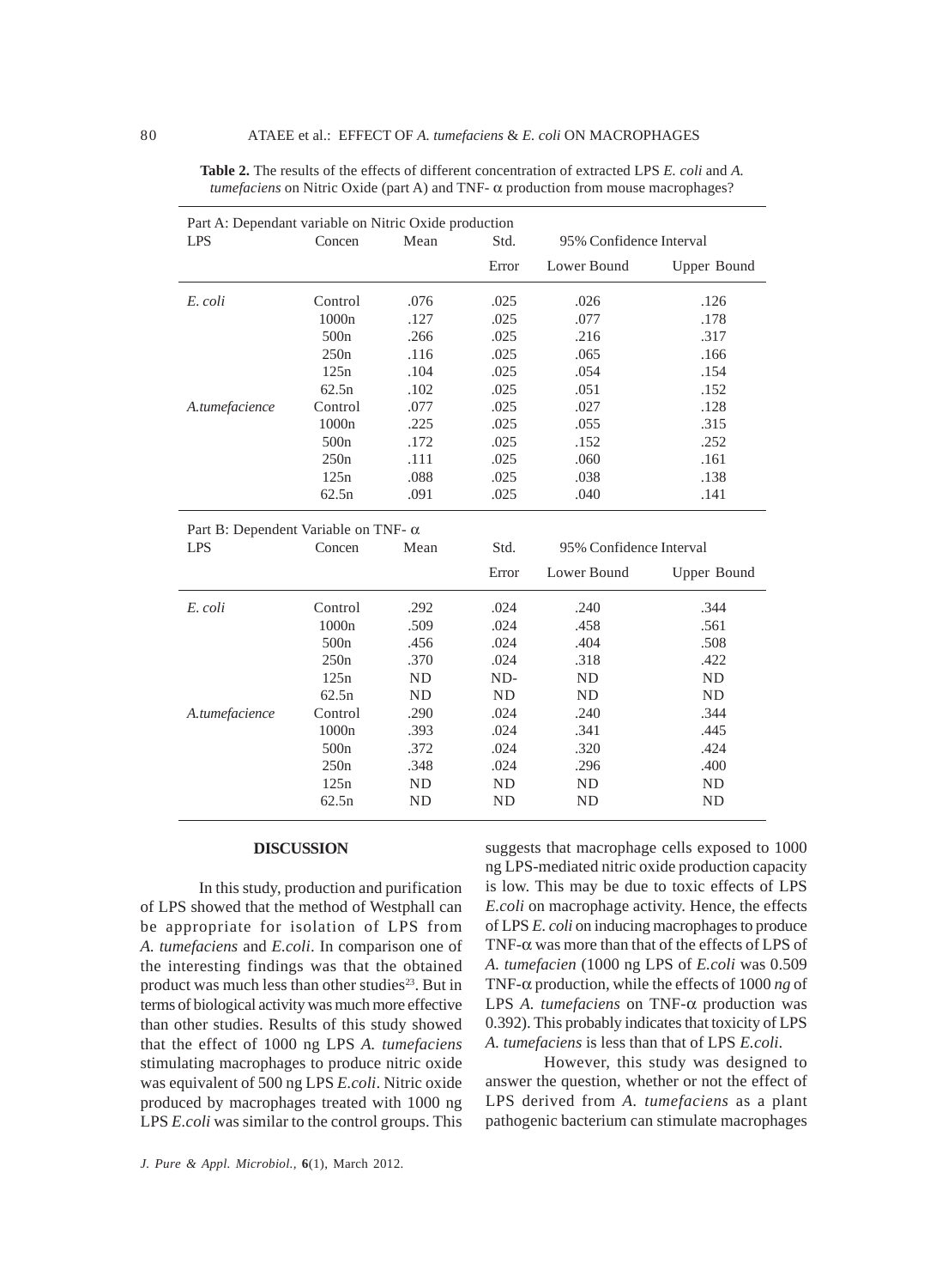**Table 2.** The results of the effects of different concentration of extracted LPS *E. coli* and *A. tumefaciens* on Nitric Oxide (part A) and TNF- α production from mouse macrophages?

| Part A: Dependant variable on Nitric Oxide production | | | | | |
|---|---|---|---|---|---|
| LPS | Concen | Mean | Std. Error | 95% Confidence Interval Lower Bound | Upper Bound |
| *E. coli* | Control | .076 | .025 | .026 | .126 |
| | 1000n | .127 | .025 | .077 | .178 |
| | 500n | .266 | .025 | .216 | .317 |
| | 250n | .116 | .025 | .065 | .166 |
| | 125n | .104 | .025 | .054 | .154 |
| | 62.5n | .102 | .025 | .051 | .152 |
| *A.tumefacience* | Control | .077 | .025 | .027 | .128 |
| | 1000n | .225 | .025 | .055 | .315 |
| | 500n | .172 | .025 | .152 | .252 |
| | 250n | .111 | .025 | .060 | .161 |
| | 125n | .088 | .025 | .038 | .138 |
| | 62.5n | .091 | .025 | .040 | .141 |

| Part B: Dependent Variable on TNF- α | | | | | |
|---|---|---|---|---|---|
| LPS | Concen | Mean | Std. Error | 95% Confidence Interval Lower Bound | Upper Bound |
| *E. coli* | Control | .292 | .024 | .240 | .344 |
| | 1000n | .509 | .024 | .458 | .561 |
| | 500n | .456 | .024 | .404 | .508 |
| | 250n | .370 | .024 | .318 | .422 |
| | 125n | ND | ND- | ND | ND |
| | 62.5n | ND | ND | ND | ND |
| *A.tumefacience* | Control | .290 | .024 | .240 | .344 |
| | 1000n | .393 | .024 | .341 | .445 |
| | 500n | .372 | .024 | .320 | .424 |
| | 250n | .348 | .024 | .296 | .400 |
| | 125n | ND | ND | ND | ND |
| | 62.5n | ND | ND | ND | ND |

## DISCUSSION

In this study, production and purification of LPS showed that the method of Westphall can be appropriate for isolation of LPS from *A. tumefaciens* and *E.coli*. In comparison one of the interesting findings was that the obtained product was much less than other studies[23]. But in terms of biological activity was much more effective than other studies. Results of this study showed that the effect of 1000 ng LPS *A. tumefaciens* stimulating macrophages to produce nitric oxide was equivalent of 500 ng LPS *E.coli*. Nitric oxide produced by macrophages treated with 1000 ng LPS *E.coli* was similar to the control groups. This suggests that macrophage cells exposed to 1000 ng LPS-mediated nitric oxide production capacity is low. This may be due to toxic effects of LPS *E.coli* on macrophage activity. Hence, the effects of LPS *E. coli* on inducing macrophages to produce TNF-α was more than that of the effects of LPS of *A. tumefacien* (1000 ng LPS of *E.coli* was 0.509 TNF-α production, while the effects of 1000 *ng* of LPS *A. tumefaciens* on TNF-α production was 0.392). This probably indicates that toxicity of LPS *A. tumefaciens* is less than that of LPS *E.coli*.

However, this study was designed to answer the question, whether or not the effect of LPS derived from *A. tumefaciens* as a plant pathogenic bacterium can stimulate macrophages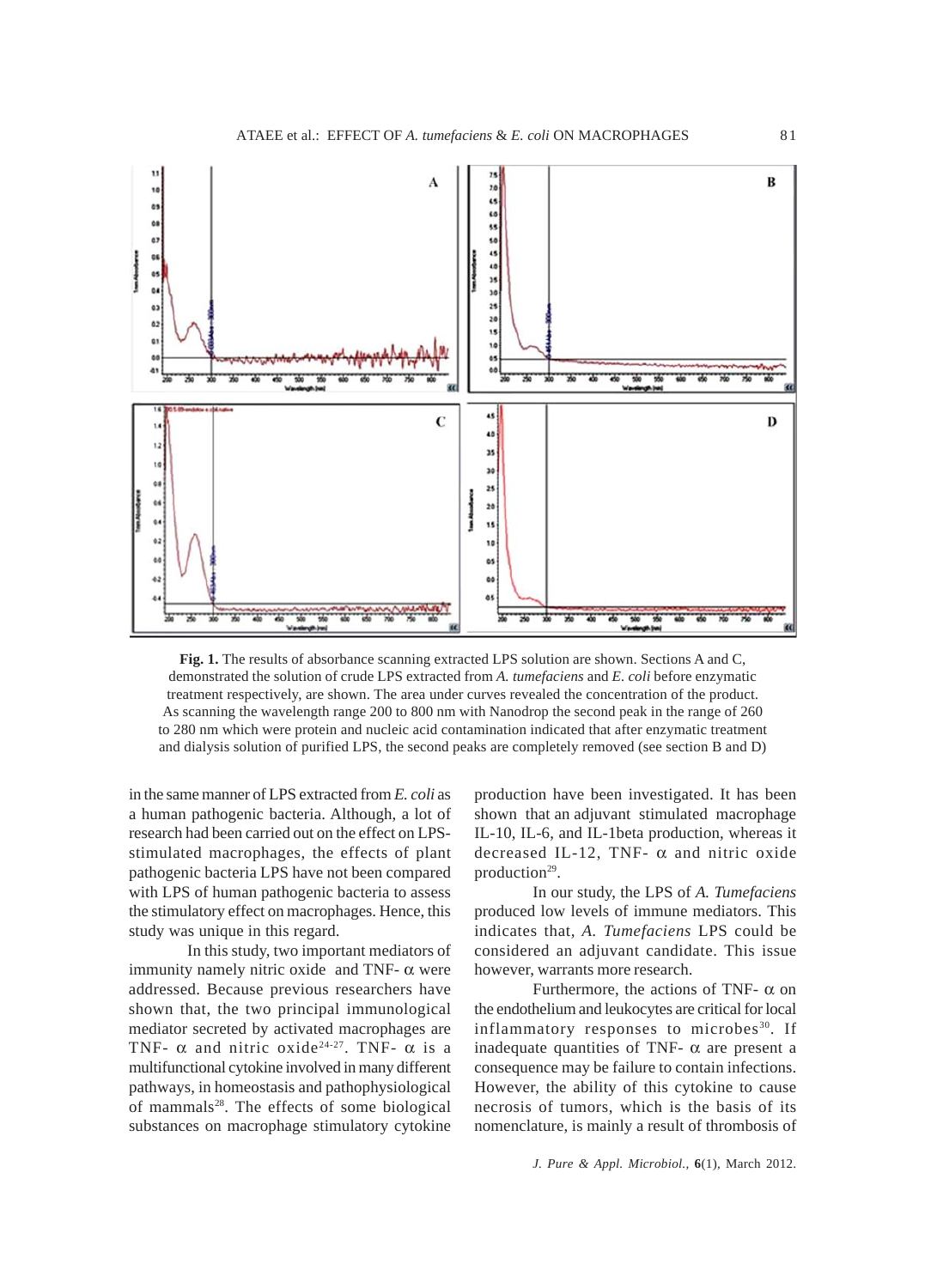**Fig. 1.** The results of absorbance scanning extracted LPS solution are shown. Sections A and C, demonstrated the solution of crude LPS extracted from *A. tumefaciens* and *E. coli* before enzymatic treatment respectively, are shown. The area under curves revealed the concentration of the product. As scanning the wavelength range 200 to 800 nm with Nanodrop the second peak in the range of 260 to 280 nm which were protein and nucleic acid contamination indicated that after enzymatic treatment and dialysis solution of purified LPS, the second peaks are completely removed (see section B and D)

in the same manner of LPS extracted from *E. coli* as a human pathogenic bacteria. Although, a lot of research had been carried out on the effect on LPS-stimulated macrophages, the effects of plant pathogenic bacteria LPS have not been compared with LPS of human pathogenic bacteria to assess the stimulatory effect on macrophages. Hence, this study was unique in this regard.

In this study, two important mediators of immunity namely nitric oxide and TNF- α were addressed. Because previous researchers have shown that, the two principal immunological mediator secreted by activated macrophages are TNF- α and nitric oxide[24-27]. TNF- α is a multifunctional cytokine involved in many different pathways, in homeostasis and pathophysiological of mammals[28]. The effects of some biological substances on macrophage stimulatory cytokine production have been investigated. It has been shown that an adjuvant stimulated macrophage IL-10, IL-6, and IL-1beta production, whereas it decreased IL-12, TNF- α and nitric oxide production[29].

In our study, the LPS of *A. Tumefaciens* produced low levels of immune mediators. This indicates that, *A. Tumefaciens* LPS could be considered an adjuvant candidate. This issue however, warrants more research.

Furthermore, the actions of TNF- α on the endothelium and leukocytes are critical for local inflammatory responses to microbes[30]. If inadequate quantities of TNF- α are present a consequence may be failure to contain infections. However, the ability of this cytokine to cause necrosis of tumors, which is the basis of its nomenclature, is mainly a result of thrombosis of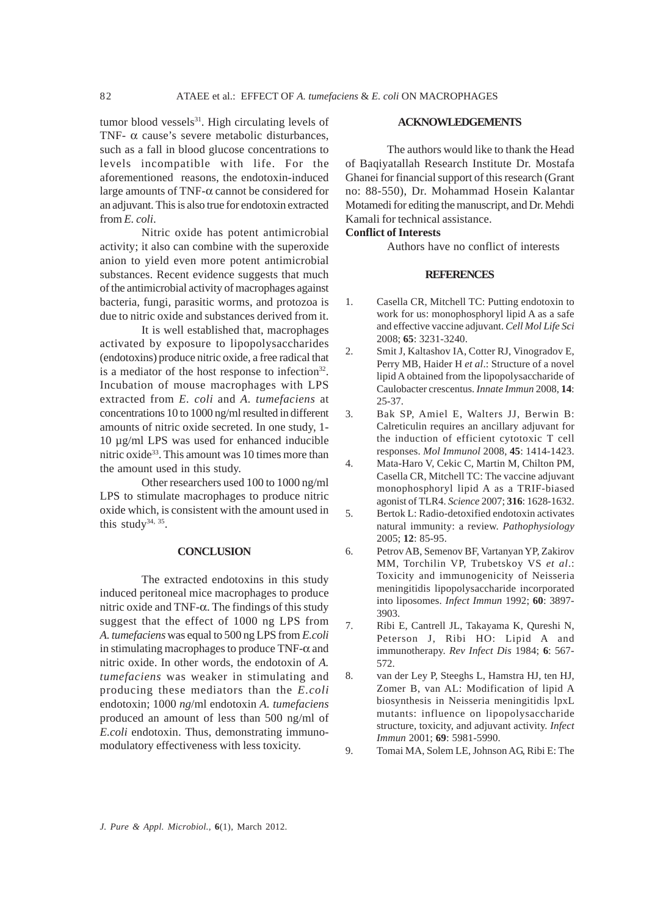tumor blood vessels[31]. High circulating levels of TNF- $\alpha$ cause's severe metabolic disturbances, such as a fall in blood glucose concentrations to levels incompatible with life. For the aforementioned reasons, the endotoxin-induced large amounts of TNF-$\alpha$ cannot be considered for an adjuvant. This is also true for endotoxin extracted from *E. coli*.

Nitric oxide has potent antimicrobial activity; it also can combine with the superoxide anion to yield even more potent antimicrobial substances. Recent evidence suggests that much of the antimicrobial activity of macrophages against bacteria, fungi, parasitic worms, and protozoa is due to nitric oxide and substances derived from it.

It is well established that, macrophages activated by exposure to lipopolysaccharides (endotoxins) produce nitric oxide, a free radical that is a mediator of the host response to infection[32]. Incubation of mouse macrophages with LPS extracted from *E. coli* and *A. tumefaciens* at concentrations 10 to 1000 ng/ml resulted in different amounts of nitric oxide secreted. In one study, 1-10 µg/ml LPS was used for enhanced inducible nitric oxide[33]. This amount was 10 times more than the amount used in this study.

Other researchers used 100 to 1000 ng/ml LPS to stimulate macrophages to produce nitric oxide which, is consistent with the amount used in this study[34, 35].

## CONCLUSION

The extracted endotoxins in this study induced peritoneal mice macrophages to produce nitric oxide and TNF-$\alpha$. The findings of this study suggest that the effect of 1000 ng LPS from *A. tumefaciens* was equal to 500 ng LPS from *E.coli* in stimulating macrophages to produce TNF-$\alpha$ and nitric oxide. In other words, the endotoxin of *A. tumefaciens* was weaker in stimulating and producing these mediators than the *E.coli* endotoxin; 1000 *ng*/ml endotoxin *A. tumefaciens* produced an amount of less than 500 ng/ml of *E.coli* endotoxin. Thus, demonstrating immuno-modulatory effectiveness with less toxicity.

## ACKNOWLEDGEMENTS

The authors would like to thank the Head of Baqiyatallah Research Institute Dr. Mostafa Ghanei for financial support of this research (Grant no: 88-550), Dr. Mohammad Hosein Kalantar Motamedi for editing the manuscript, and Dr. Mehdi Kamali for technical assistance.

**Conflict of Interests**

Authors have no conflict of interests

## REFERENCES

1. Casella CR, Mitchell TC: Putting endotoxin to work for us: monophosphoryl lipid A as a safe and effective vaccine adjuvant. *Cell Mol Life Sci* 2008; **65**: 3231-3240.
2. Smit J, Kaltashov IA, Cotter RJ, Vinogradov E, Perry MB, Haider H *et al*.: Structure of a novel lipid A obtained from the lipopolysaccharide of Caulobacter crescentus. *Innate Immun* 2008, **14**: 25-37.
3. Bak SP, Amiel E, Walters JJ, Berwin B: Calreticulin requires an ancillary adjuvant for the induction of efficient cytotoxic T cell responses. *Mol Immunol* 2008, **45**: 1414-1423.
4. Mata-Haro V, Cekic C, Martin M, Chilton PM, Casella CR, Mitchell TC: The vaccine adjuvant monophosphoryl lipid A as a TRIF-biased agonist of TLR4. *Science* 2007; **316**: 1628-1632.
5. Bertok L: Radio-detoxified endotoxin activates natural immunity: a review. *Pathophysiology* 2005; **12**: 85-95.
6. Petrov AB, Semenov BF, Vartanyan YP, Zakirov MM, Torchilin VP, Trubetskoy VS *et al*.: Toxicity and immunogenicity of Neisseria meningitidis lipopolysaccharide incorporated into liposomes. *Infect Immun* 1992; **60**: 3897-3903.
7. Ribi E, Cantrell JL, Takayama K, Qureshi N, Peterson J, Ribi HO: Lipid A and immunotherapy. *Rev Infect Dis* 1984; **6**: 567-572.
8. van der Ley P, Steeghs L, Hamstra HJ, ten HJ, Zomer B, van AL: Modification of lipid A biosynthesis in Neisseria meningitidis lpxL mutants: influence on lipopolysaccharide structure, toxicity, and adjuvant activity. *Infect Immun* 2001; **69**: 5981-5990.
9. Tomai MA, Solem LE, Johnson AG, Ribi E: The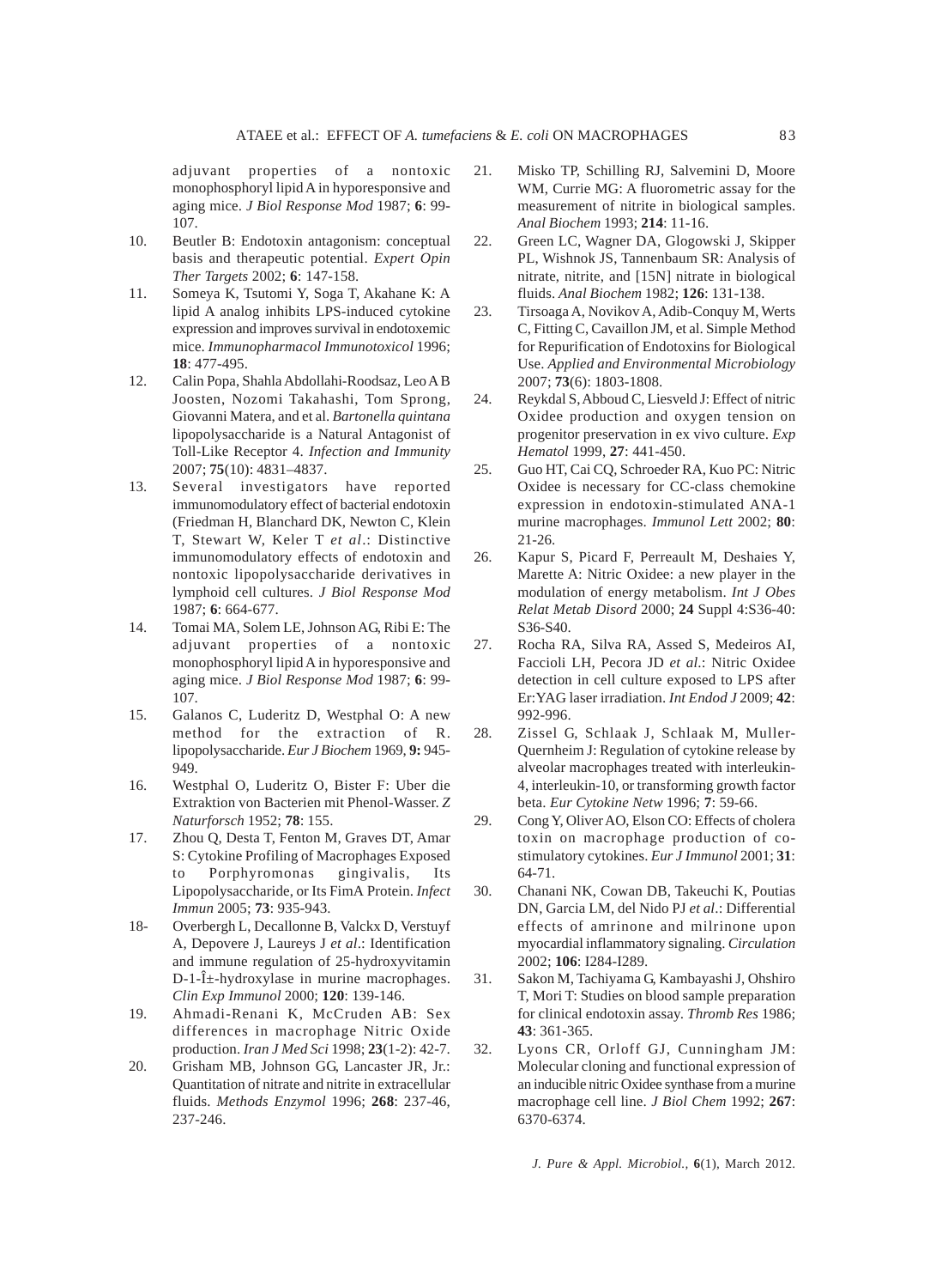adjuvant properties of a nontoxic monophosphoryl lipid A in hyporesponsive and aging mice. *J Biol Response Mod* 1987; **6**: 99-107.

10. Beutler B: Endotoxin antagonism: conceptual basis and therapeutic potential. *Expert Opin Ther Targets* 2002; **6**: 147-158.
11. Someya K, Tsutomi Y, Soga T, Akahane K: A lipid A analog inhibits LPS-induced cytokine expression and improves survival in endotoxemic mice. *Immunopharmacol Immunotoxicol* 1996; **18**: 477-495.
12. Calin Popa, Shahla Abdollahi-Roodsaz, Leo A B Joosten, Nozomi Takahashi, Tom Sprong, Giovanni Matera, and et al. *Bartonella quintana* lipopolysaccharide is a Natural Antagonist of Toll-Like Receptor 4. *Infection and Immunity* 2007; **75**(10): 4831–4837.
13. Several investigators have reported immunomodulatory effect of bacterial endotoxin (Friedman H, Blanchard DK, Newton C, Klein T, Stewart W, Keler T *et al*.: Distinctive immunomodulatory effects of endotoxin and nontoxic lipopolysaccharide derivatives in lymphoid cell cultures. *J Biol Response Mod* 1987; **6**: 664-677.
14. Tomai MA, Solem LE, Johnson AG, Ribi E: The adjuvant properties of a nontoxic monophosphoryl lipid A in hyporesponsive and aging mice. *J Biol Response Mod* 1987; **6**: 99-107.
15. Galanos C, Luderitz D, Westphal O: A new method for the extraction of R. lipopolysaccharide. *Eur J Biochem* 1969, **9:** 945-949.
16. Westphal O, Luderitz O, Bister F: Uber die Extraktion von Bacterien mit Phenol-Wasser. *Z Naturforsch* 1952; **78**: 155.
17. Zhou Q, Desta T, Fenton M, Graves DT, Amar S: Cytokine Profiling of Macrophages Exposed to Porphyromonas gingivalis, Its Lipopolysaccharide, or Its FimA Protein. *Infect Immun* 2005; **73**: 935-943.

18- Overbergh L, Decallonne B, Valckx D, Verstuyf A, Depovere J, Laureys J *et al*.: Identification and immune regulation of 25-hydroxyvitamin D-1-Î±-hydroxylase in murine macrophages. *Clin Exp Immunol* 2000; **120**: 139-146.

19. Ahmadi-Renani K, McCruden AB: Sex differences in macrophage Nitric Oxide production. *Iran J Med Sci* 1998; **23**(1-2): 42-7.
20. Grisham MB, Johnson GG, Lancaster JR, Jr.: Quantitation of nitrate and nitrite in extracellular fluids. *Methods Enzymol* 1996; **268**: 237-46, 237-246.
21. Misko TP, Schilling RJ, Salvemini D, Moore WM, Currie MG: A fluorometric assay for the measurement of nitrite in biological samples. *Anal Biochem* 1993; **214**: 11-16.
22. Green LC, Wagner DA, Glogowski J, Skipper PL, Wishnok JS, Tannenbaum SR: Analysis of nitrate, nitrite, and [15N] nitrate in biological fluids. *Anal Biochem* 1982; **126**: 131-138.
23. Tirsoaga A, Novikov A, Adib-Conquy M, Werts C, Fitting C, Cavaillon JM, et al. Simple Method for Repurification of Endotoxins for Biological Use. *Applied and Environmental Microbiology* 2007; **73**(6): 1803-1808.
24. Reykdal S, Abboud C, Liesveld J: Effect of nitric Oxidee production and oxygen tension on progenitor preservation in ex vivo culture. *Exp Hematol* 1999, **27**: 441-450.
25. Guo HT, Cai CQ, Schroeder RA, Kuo PC: Nitric Oxidee is necessary for CC-class chemokine expression in endotoxin-stimulated ANA-1 murine macrophages. *Immunol Lett* 2002; **80**: 21-26.
26. Kapur S, Picard F, Perreault M, Deshaies Y, Marette A: Nitric Oxidee: a new player in the modulation of energy metabolism. *Int J Obes Relat Metab Disord* 2000; **24** Suppl 4:S36-40: S36-S40.
27. Rocha RA, Silva RA, Assed S, Medeiros AI, Faccioli LH, Pecora JD *et al*.: Nitric Oxidee detection in cell culture exposed to LPS after Er:YAG laser irradiation. *Int Endod J* 2009; **42**: 992-996.
28. Zissel G, Schlaak J, Schlaak M, Muller-Quernheim J: Regulation of cytokine release by alveolar macrophages treated with interleukin-4, interleukin-10, or transforming growth factor beta. *Eur Cytokine Netw* 1996; **7**: 59-66.
29. Cong Y, Oliver AO, Elson CO: Effects of cholera toxin on macrophage production of co-stimulatory cytokines. *Eur J Immunol* 2001; **31**: 64-71.
30. Chanani NK, Cowan DB, Takeuchi K, Poutias DN, Garcia LM, del Nido PJ *et al*.: Differential effects of amrinone and milrinone upon myocardial inflammatory signaling. *Circulation* 2002; **106**: I284-I289.
31. Sakon M, Tachiyama G, Kambayashi J, Ohshiro T, Mori T: Studies on blood sample preparation for clinical endotoxin assay. *Thromb Res* 1986; **43**: 361-365.
32. Lyons CR, Orloff GJ, Cunningham JM: Molecular cloning and functional expression of an inducible nitric Oxidee synthase from a murine macrophage cell line. *J Biol Chem* 1992; **267**: 6370-6374.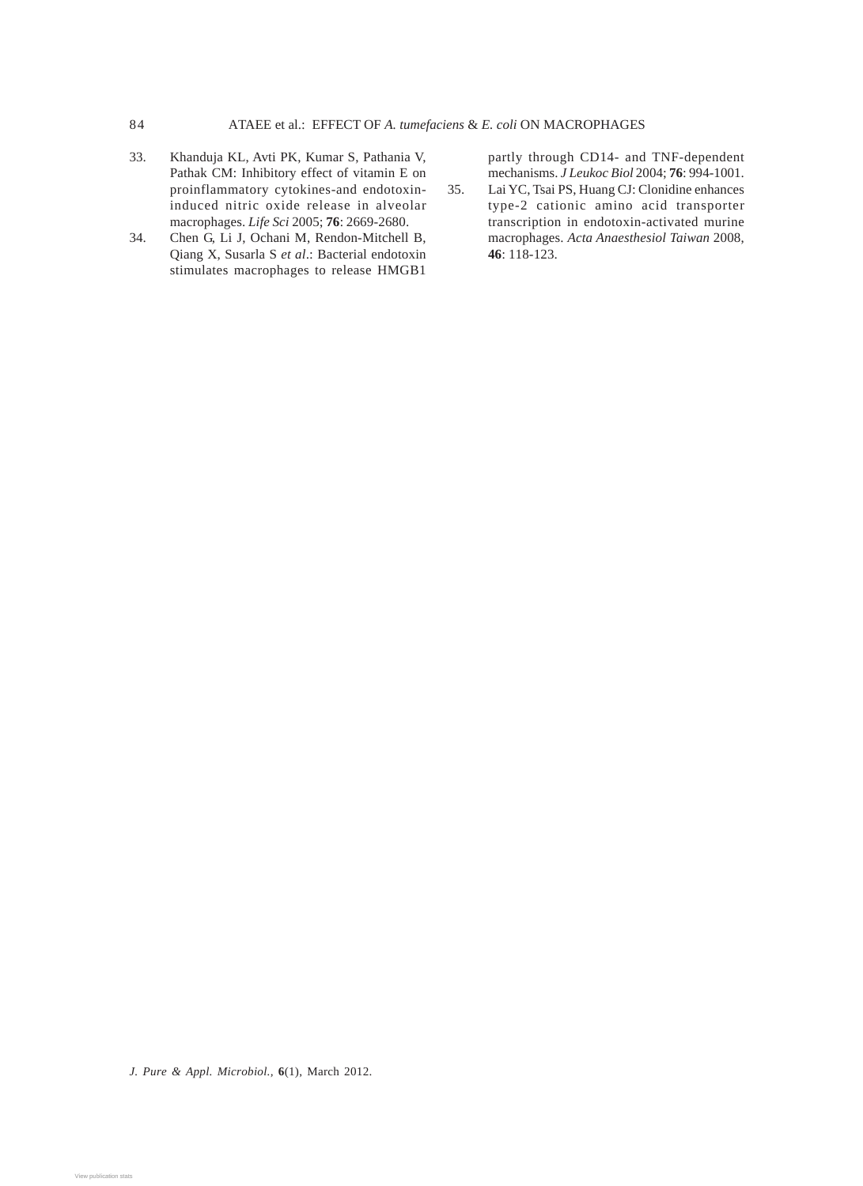33. Khanduja KL, Avti PK, Kumar S, Pathania V, Pathak CM: Inhibitory effect of vitamin E on proinflammatory cytokines-and endotoxin-induced nitric oxide release in alveolar macrophages. *Life Sci* 2005; **76**: 2669-2680.
34. Chen G, Li J, Ochani M, Rendon-Mitchell B, Qiang X, Susarla S *et al*.: Bacterial endotoxin stimulates macrophages to release HMGB1 partly through CD14- and TNF-dependent mechanisms. *J Leukoc Biol* 2004; **76**: 994-1001.
35. Lai YC, Tsai PS, Huang CJ: Clonidine enhances type-2 cationic amino acid transporter transcription in endotoxin-activated murine macrophages. *Acta Anaesthesiol Taiwan* 2008, **46**: 118-123.